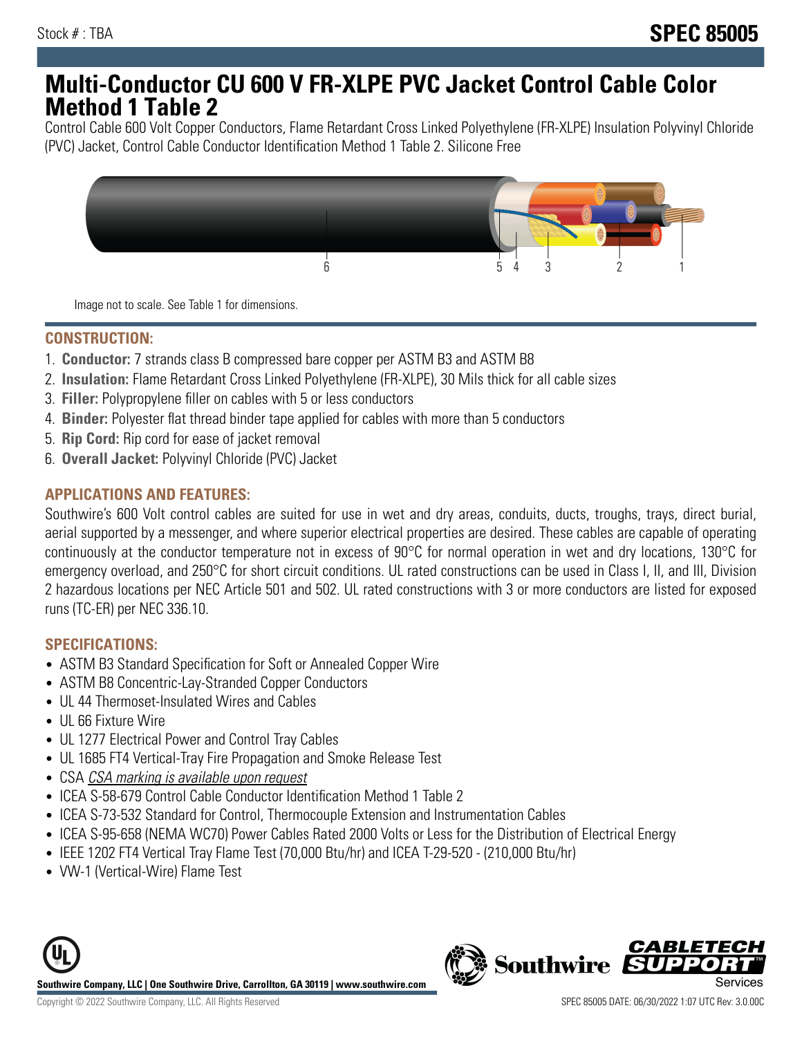Stock # : TBA

# SPEC 85005

# Multi-Conductor CU 600 V FR-XLPE PVC Jacket Control Cable Color Method 1 Table 2

Control Cable 600 Volt Copper Conductors, Flame Retardant Cross Linked Polyethylene (FR-XLPE) Insulation Polyvinyl Chloride (PVC) Jacket, Control Cable Conductor Identification Method 1 Table 2. Silicone Free

Image not to scale. See Table 1 for dimensions.

## CONSTRUCTION:

1. **Conductor:** 7 strands class B compressed bare copper per ASTM B3 and ASTM B8
2. **Insulation:** Flame Retardant Cross Linked Polyethylene (FR-XLPE), 30 Mils thick for all cable sizes
3. **Filler:** Polypropylene filler on cables with 5 or less conductors
4. **Binder:** Polyester flat thread binder tape applied for cables with more than 5 conductors
5. **Rip Cord:** Rip cord for ease of jacket removal
6. **Overall Jacket:** Polyvinyl Chloride (PVC) Jacket

## APPLICATIONS AND FEATURES:

Southwire's 600 Volt control cables are suited for use in wet and dry areas, conduits, ducts, troughs, trays, direct burial, aerial supported by a messenger, and where superior electrical properties are desired. These cables are capable of operating continuously at the conductor temperature not in excess of 90°C for normal operation in wet and dry locations, 130°C for emergency overload, and 250°C for short circuit conditions. UL rated constructions can be used in Class I, II, and III, Division 2 hazardous locations per NEC Article 501 and 502. UL rated constructions with 3 or more conductors are listed for exposed runs (TC-ER) per NEC 336.10.

## SPECIFICATIONS:

- ASTM B3 Standard Specification for Soft or Annealed Copper Wire
- ASTM B8 Concentric-Lay-Stranded Copper Conductors
- UL 44 Thermoset-Insulated Wires and Cables
- UL 66 Fixture Wire
- UL 1277 Electrical Power and Control Tray Cables
- UL 1685 FT4 Vertical-Tray Fire Propagation and Smoke Release Test
- CSA *CSA marking is available upon request*
- ICEA S-58-679 Control Cable Conductor Identification Method 1 Table 2
- ICEA S-73-532 Standard for Control, Thermocouple Extension and Instrumentation Cables
- ICEA S-95-658 (NEMA WC70) Power Cables Rated 2000 Volts or Less for the Distribution of Electrical Energy
- IEEE 1202 FT4 Vertical Tray Flame Test (70,000 Btu/hr) and ICEA T-29-520 - (210,000 Btu/hr)
- VW-1 (Vertical-Wire) Flame Test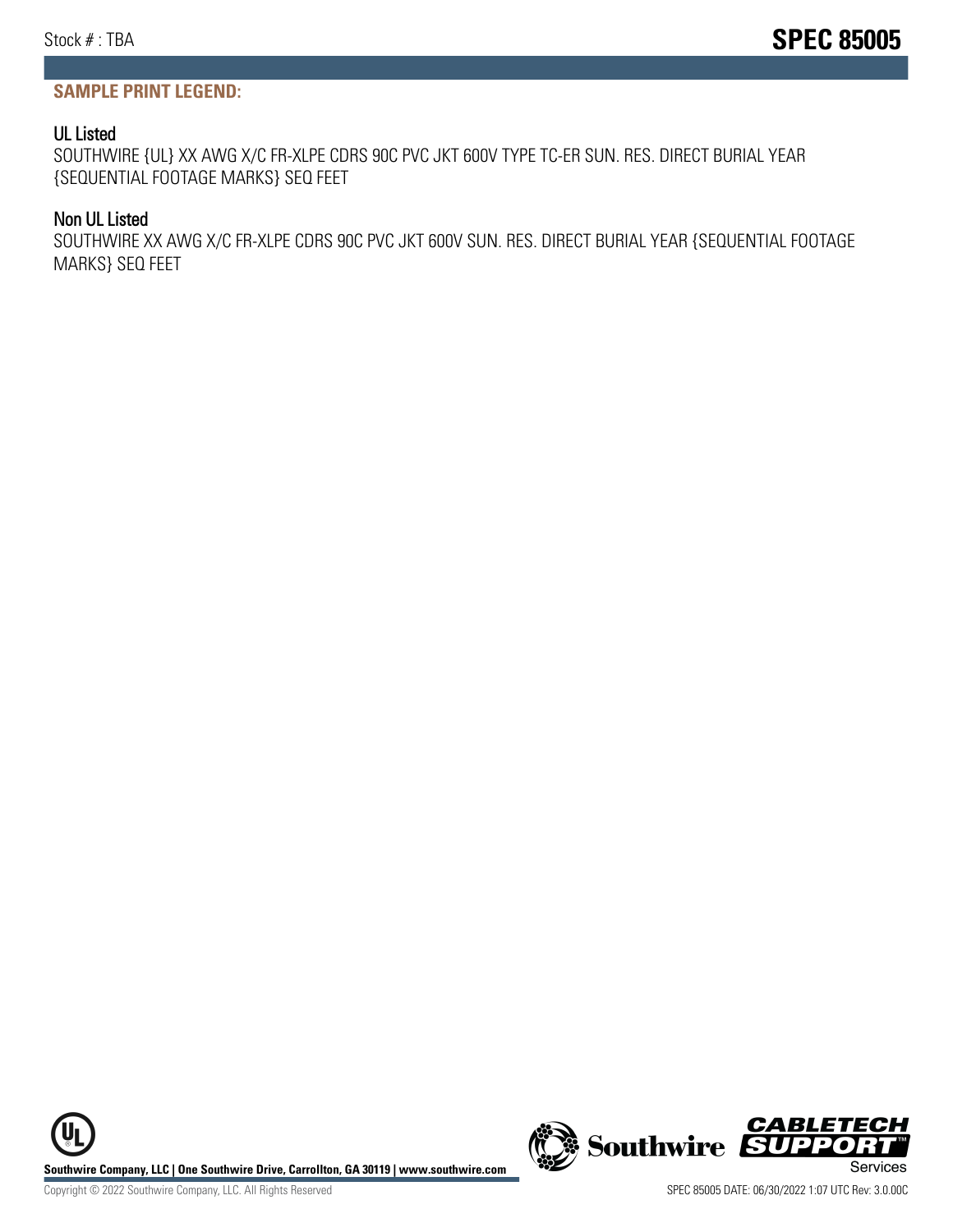## SAMPLE PRINT LEGEND:

### UL Listed

SOUTHWIRE {UL} XX AWG X/C FR-XLPE CDRS 90C PVC JKT 600V TYPE TC-ER SUN. RES. DIRECT BURIAL YEAR {SEQUENTIAL FOOTAGE MARKS} SEQ FEET

### Non UL Listed

SOUTHWIRE XX AWG X/C FR-XLPE CDRS 90C PVC JKT 600V SUN. RES. DIRECT BURIAL YEAR {SEQUENTIAL FOOTAGE MARKS} SEQ FEET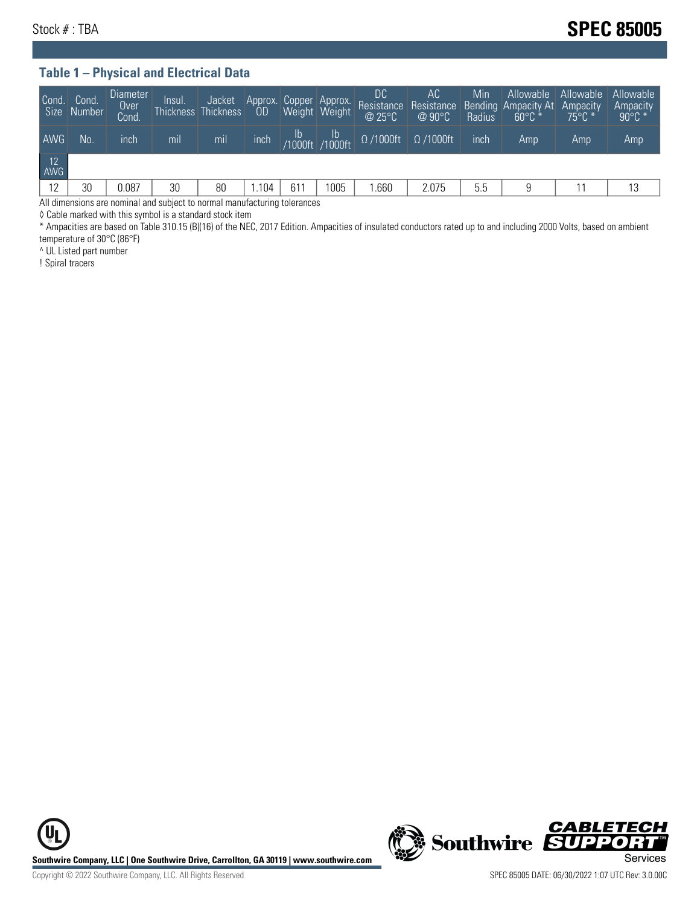## Table 1 – Physical and Electrical Data

| Cond. Size | Cond. Number | Diameter Over Cond. | Insul. Thickness | Jacket Thickness | Approx. OD | Copper Weight | Approx. Weight | DC Resistance @ 25°C | AC Resistance @ 90°C | Min Bending Radius | Allowable Ampacity At 60°C * | Allowable Ampacity 75°C * | Allowable Ampacity 90°C * |
|---|---|---|---|---|---|---|---|---|---|---|---|---|---|
| AWG | No. | inch | mil | mil | inch | lb /1000ft | lb /1000ft | Ω /1000ft | Ω /1000ft | inch | Amp | Amp | Amp |
| 12 AWG | | | | | | | | | | | | | |
| 12 | 30 | 0.087 | 30 | 80 | 1.104 | 611 | 1005 | 1.660 | 2.075 | 5.5 | 9 | 11 | 13 |

All dimensions are nominal and subject to normal manufacturing tolerances

◊ Cable marked with this symbol is a standard stock item

* Ampacities are based on Table 310.15 (B)(16) of the NEC, 2017 Edition. Ampacities of insulated conductors rated up to and including 2000 Volts, based on ambient temperature of 30°C (86°F)

^ UL Listed part number

! Spiral tracers

Southwire Company, LLC | One Southwire Drive, Carrollton, GA 30119 | www.southwire.com

Copyright © 2022 Southwire Company, LLC. All Rights Reserved

SPEC 85005 DATE: 06/30/2022 1:07 UTC Rev: 3.0.00C